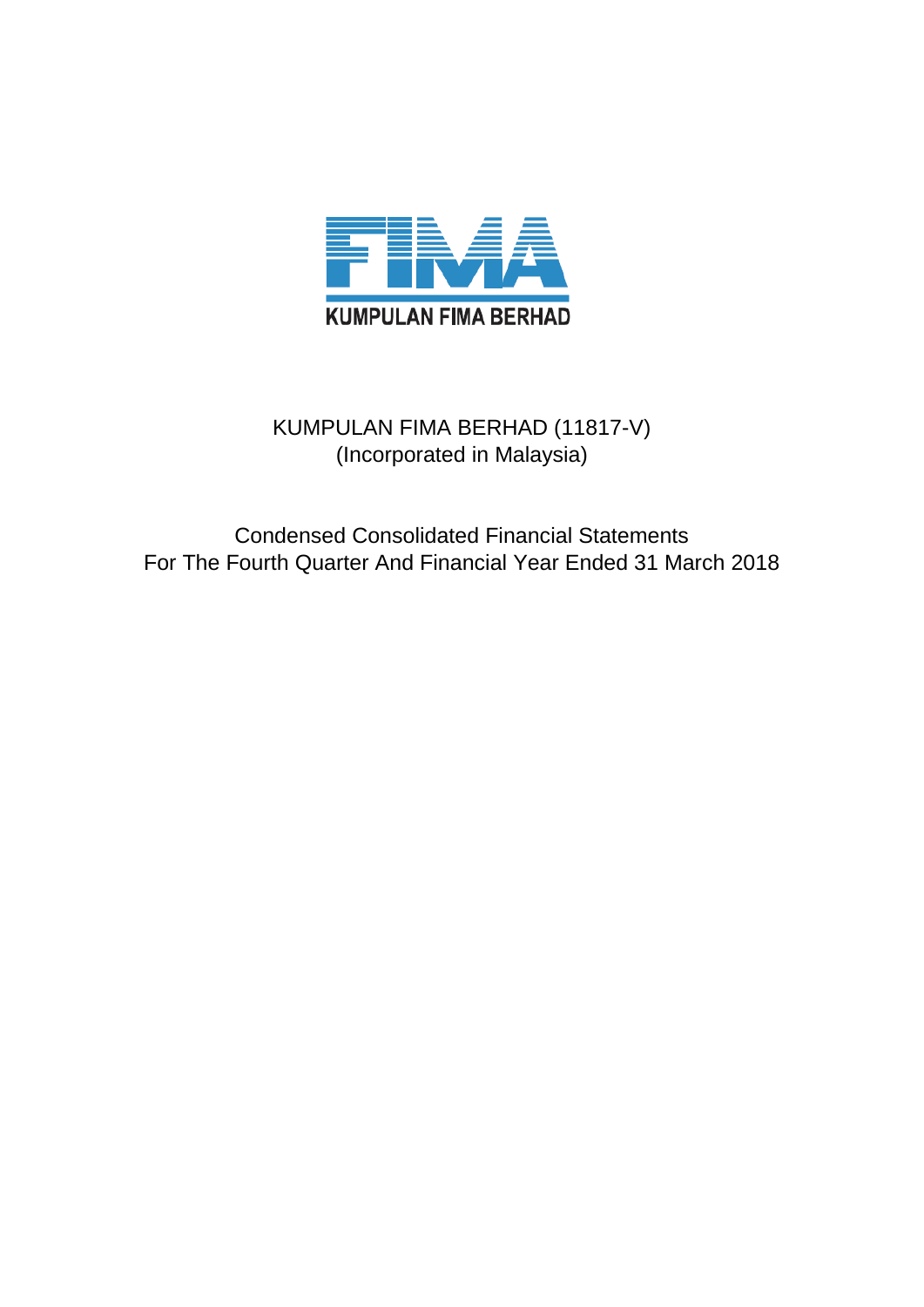KUMPULAN FIMA BERHAD

# KUMPULAN FIMA BERHAD (11817-V)

(Incorporated in Malaysia)

## Condensed Consolidated Financial Statements
## For The Fourth Quarter And Financial Year Ended 31 March 2018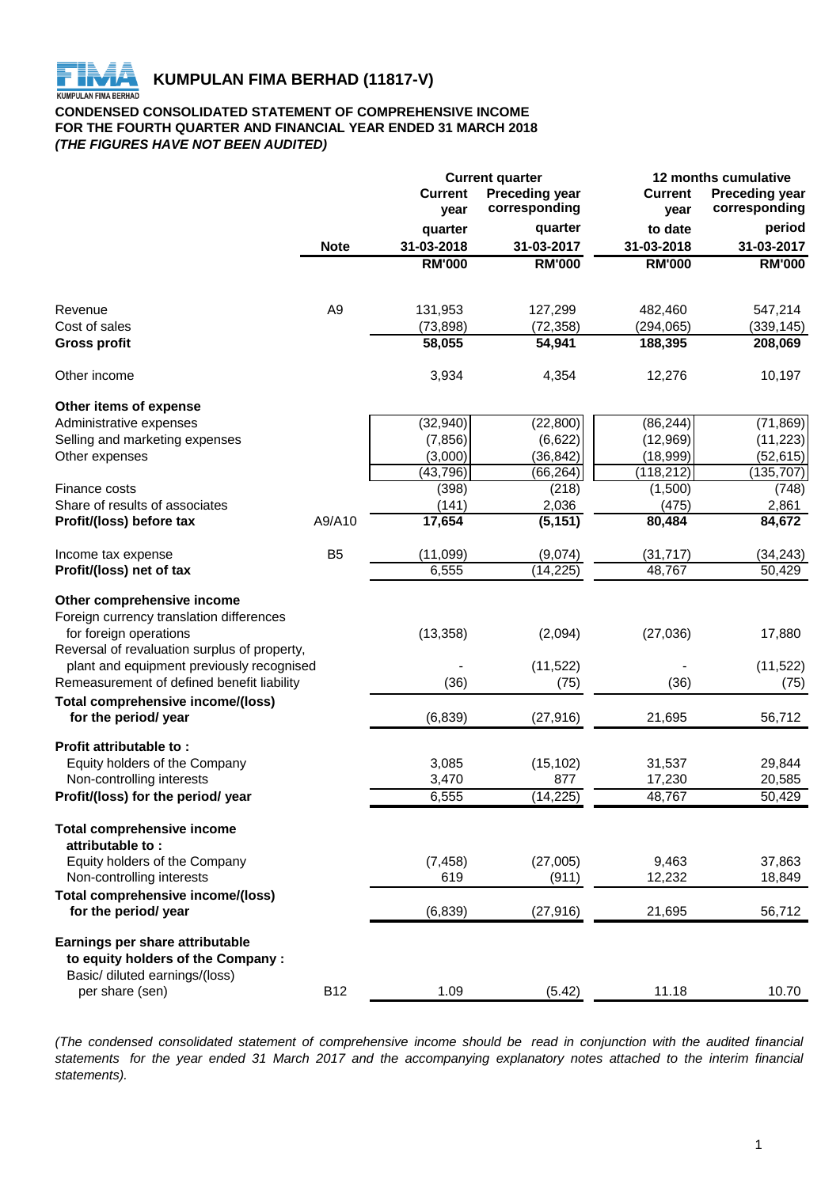# KUMPULAN FIMA BERHAD (11817-V)

**CONDENSED CONSOLIDATED STATEMENT OF COMPREHENSIVE INCOME**
**FOR THE FOURTH QUARTER AND FINANCIAL YEAR ENDED 31 MARCH 2018**
***(THE FIGURES HAVE NOT BEEN AUDITED)***

| | | Current quarter | | 12 months cumulative | |
|---|---|---|---|---|---|
| | | Current year quarter | Preceding year corresponding quarter | Current year to date | Preceding year corresponding period |
| | Note | 31-03-2018 | 31-03-2017 | 31-03-2018 | 31-03-2017 |
| | | RM'000 | RM'000 | RM'000 | RM'000 |
| Revenue | A9 | 131,953 | 127,299 | 482,460 | 547,214 |
| Cost of sales | | (73,898) | (72,358) | (294,065) | (339,145) |
| **Gross profit** | | **58,055** | **54,941** | **188,395** | **208,069** |
| Other income | | 3,934 | 4,354 | 12,276 | 10,197 |
| **Other items of expense** | | | | | |
| Administrative expenses | | (32,940) | (22,800) | (86,244) | (71,869) |
| Selling and marketing expenses | | (7,856) | (6,622) | (12,969) | (11,223) |
| Other expenses | | (3,000) | (36,842) | (18,999) | (52,615) |
| | | (43,796) | (66,264) | (118,212) | (135,707) |
| Finance costs | | (398) | (218) | (1,500) | (748) |
| Share of results of associates | | (141) | 2,036 | (475) | 2,861 |
| **Profit/(loss) before tax** | A9/A10 | **17,654** | **(5,151)** | **80,484** | **84,672** |
| Income tax expense | B5 | (11,099) | (9,074) | (31,717) | (34,243) |
| **Profit/(loss) net of tax** | | 6,555 | (14,225) | 48,767 | 50,429 |
| **Other comprehensive income** | | | | | |
| Foreign currency translation differences for foreign operations | | (13,358) | (2,094) | (27,036) | 17,880 |
| Reversal of revaluation surplus of property, plant and equipment previously recognised | | - | (11,522) | - | (11,522) |
| Remeasurement of defined benefit liability | | (36) | (75) | (36) | (75) |
| **Total comprehensive income/(loss) for the period/ year** | | (6,839) | (27,916) | 21,695 | 56,712 |
| **Profit attributable to :** | | | | | |
| Equity holders of the Company | | 3,085 | (15,102) | 31,537 | 29,844 |
| Non-controlling interests | | 3,470 | 877 | 17,230 | 20,585 |
| **Profit/(loss) for the period/ year** | | 6,555 | (14,225) | 48,767 | 50,429 |
| **Total comprehensive income attributable to :** | | | | | |
| Equity holders of the Company | | (7,458) | (27,005) | 9,463 | 37,863 |
| Non-controlling interests | | 619 | (911) | 12,232 | 18,849 |
| **Total comprehensive income/(loss) for the period/ year** | | (6,839) | (27,916) | 21,695 | 56,712 |
| **Earnings per share attributable to equity holders of the Company :** | | | | | |
| Basic/ diluted earnings/(loss) per share (sen) | B12 | 1.09 | (5.42) | 11.18 | 10.70 |

*(The condensed consolidated statement of comprehensive income should be read in conjunction with the audited financial statements for the year ended 31 March 2017 and the accompanying explanatory notes attached to the interim financial statements).*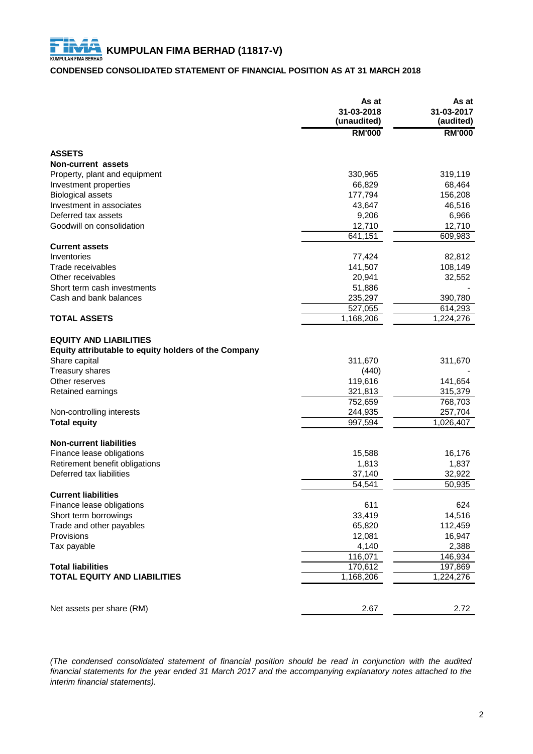# KUMPULAN FIMA BERHAD (11817-V)

## CONDENSED CONSOLIDATED STATEMENT OF FINANCIAL POSITION AS AT 31 MARCH 2018

| | As at 31-03-2018 (unaudited) | As at 31-03-2017 (audited) |
|---|---|---|
| | RM'000 | RM'000 |
| **ASSETS** | | |
| **Non-current assets** | | |
| Property, plant and equipment | 330,965 | 319,119 |
| Investment properties | 66,829 | 68,464 |
| Biological assets | 177,794 | 156,208 |
| Investment in associates | 43,647 | 46,516 |
| Deferred tax assets | 9,206 | 6,966 |
| Goodwill on consolidation | 12,710 | 12,710 |
| | 641,151 | 609,983 |
| **Current assets** | | |
| Inventories | 77,424 | 82,812 |
| Trade receivables | 141,507 | 108,149 |
| Other receivables | 20,941 | 32,552 |
| Short term cash investments | 51,886 | - |
| Cash and bank balances | 235,297 | 390,780 |
| | 527,055 | 614,293 |
| **TOTAL ASSETS** | 1,168,206 | 1,224,276 |
| | | |
| **EQUITY AND LIABILITIES** | | |
| **Equity attributable to equity holders of the Company** | | |
| Share capital | 311,670 | 311,670 |
| Treasury shares | (440) | - |
| Other reserves | 119,616 | 141,654 |
| Retained earnings | 321,813 | 315,379 |
| | 752,659 | 768,703 |
| Non-controlling interests | 244,935 | 257,704 |
| **Total equity** | 997,594 | 1,026,407 |
| | | |
| **Non-current liabilities** | | |
| Finance lease obligations | 15,588 | 16,176 |
| Retirement benefit obligations | 1,813 | 1,837 |
| Deferred tax liabilities | 37,140 | 32,922 |
| | 54,541 | 50,935 |
| **Current liabilities** | | |
| Finance lease obligations | 611 | 624 |
| Short term borrowings | 33,419 | 14,516 |
| Trade and other payables | 65,820 | 112,459 |
| Provisions | 12,081 | 16,947 |
| Tax payable | 4,140 | 2,388 |
| | 116,071 | 146,934 |
| **Total liabilities** | 170,612 | 197,869 |
| **TOTAL EQUITY AND LIABILITIES** | 1,168,206 | 1,224,276 |
| | | |
| Net assets per share (RM) | 2.67 | 2.72 |

*(The condensed consolidated statement of financial position should be read in conjunction with the audited financial statements for the year ended 31 March 2017 and the accompanying explanatory notes attached to the interim financial statements).*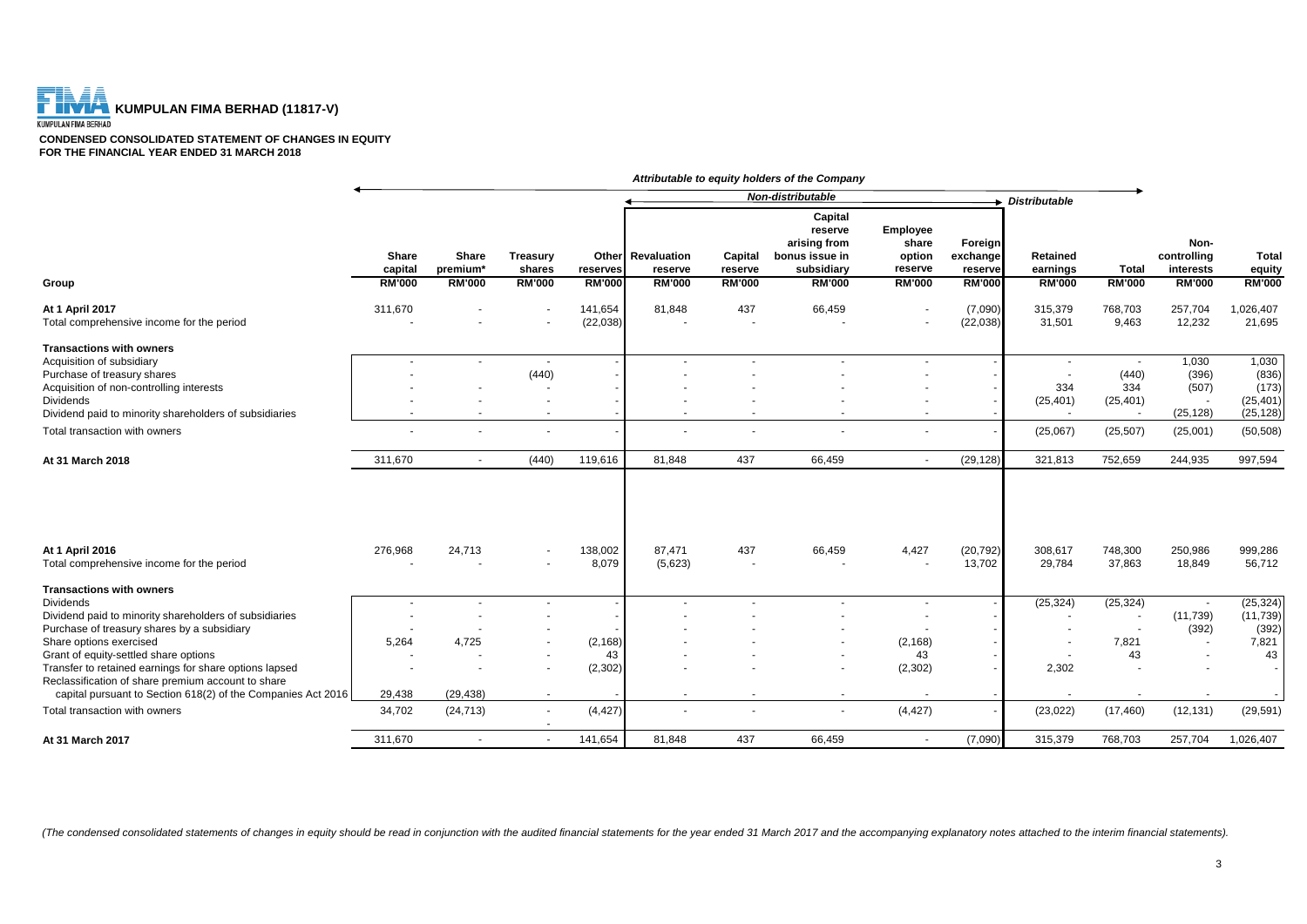**KUMPULAN FIMA BERHAD (11817-V)**

**CONDENSED CONSOLIDATED STATEMENT OF CHANGES IN EQUITY**
**FOR THE FINANCIAL YEAR ENDED 31 MARCH 2018**

| | *Attributable to equity holders of the Company* | | | | | | | | | | | | |
|---|---|---|---|---|---|---|---|---|---|---|---|---|---|
| | | | | *Non-distributable* | | | | | | *Distributable* | | | |
| **Group** | **Share capital RM'000** | **Share premium* RM'000** | **Treasury shares RM'000** | **Other reserves RM'000** | **Revaluation reserve RM'000** | **Capital reserve RM'000** | **Capital reserve arising from bonus issue in subsidiary RM'000** | **Employee share option reserve RM'000** | **Foreign exchange reserve RM'000** | **Retained earnings RM'000** | **Total RM'000** | **Non-controlling interests RM'000** | **Total equity RM'000** |
| **At 1 April 2017** | 311,670 | - | - | 141,654 | 81,848 | 437 | 66,459 | - | (7,090) | 315,379 | 768,703 | 257,704 | 1,026,407 |
| Total comprehensive income for the period | - | - | - | (22,038) | - | - | - | - | (22,038) | 31,501 | 9,463 | 12,232 | 21,695 |
| **Transactions with owners** | | | | | | | | | | | | | |
| Acquisition of subsidiary | - | - | - | - | - | - | - | - | - | - | - | 1,030 | 1,030 |
| Purchase of treasury shares | - | - | (440) | - | - | - | - | - | - | - | (440) | (396) | (836) |
| Acquisition of non-controlling interests | - | - | - | - | - | - | - | - | - | 334 | 334 | (507) | (173) |
| Dividends | - | - | - | - | - | - | - | - | - | (25,401) | (25,401) | - | (25,401) |
| Dividend paid to minority shareholders of subsidiaries | - | - | - | - | - | - | - | - | - | - | - | (25,128) | (25,128) |
| Total transaction with owners | - | - | - | - | - | - | - | - | - | (25,067) | (25,507) | (25,001) | (50,508) |
| **At 31 March 2018** | 311,670 | - | (440) | 119,616 | 81,848 | 437 | 66,459 | - | (29,128) | 321,813 | 752,659 | 244,935 | 997,594 |
| | | | | | | | | | | | | | |
| **At 1 April 2016** | 276,968 | 24,713 | - | 138,002 | 87,471 | 437 | 66,459 | 4,427 | (20,792) | 308,617 | 748,300 | 250,986 | 999,286 |
| Total comprehensive income for the period | - | - | - | 8,079 | (5,623) | - | - | - | 13,702 | 29,784 | 37,863 | 18,849 | 56,712 |
| **Transactions with owners** | | | | | | | | | | | | | |
| Dividends | - | - | - | - | - | - | - | - | - | (25,324) | (25,324) | - | (25,324) |
| Dividend paid to minority shareholders of subsidiaries | - | - | - | - | - | - | - | - | - | - | - | (11,739) | (11,739) |
| Purchase of treasury shares by a subsidiary | - | - | - | - | - | - | - | - | - | - | - | (392) | (392) |
| Share options exercised | 5,264 | 4,725 | - | (2,168) | - | - | - | (2,168) | - | - | 7,821 | - | 7,821 |
| Grant of equity-settled share options | - | - | - | 43 | - | - | - | 43 | - | - | 43 | - | 43 |
| Transfer to retained earnings for share options lapsed | - | - | - | (2,302) | - | - | - | (2,302) | - | 2,302 | - | - | - |
| Reclassification of share premium account to share capital pursuant to Section 618(2) of the Companies Act 2016 | 29,438 | (29,438) | - | - | - | - | - | - | - | - | - | - | - |
| Total transaction with owners | 34,702 | (24,713) | - | (4,427) | - | - | - | (4,427) | - | (23,022) | (17,460) | (12,131) | (29,591) |
| **At 31 March 2017** | 311,670 | - | - | 141,654 | 81,848 | 437 | 66,459 | - | (7,090) | 315,379 | 768,703 | 257,704 | 1,026,407 |

*(The condensed consolidated statements of changes in equity should be read in conjunction with the audited financial statements for the year ended 31 March 2017 and the accompanying explanatory notes attached to the interim financial statements).*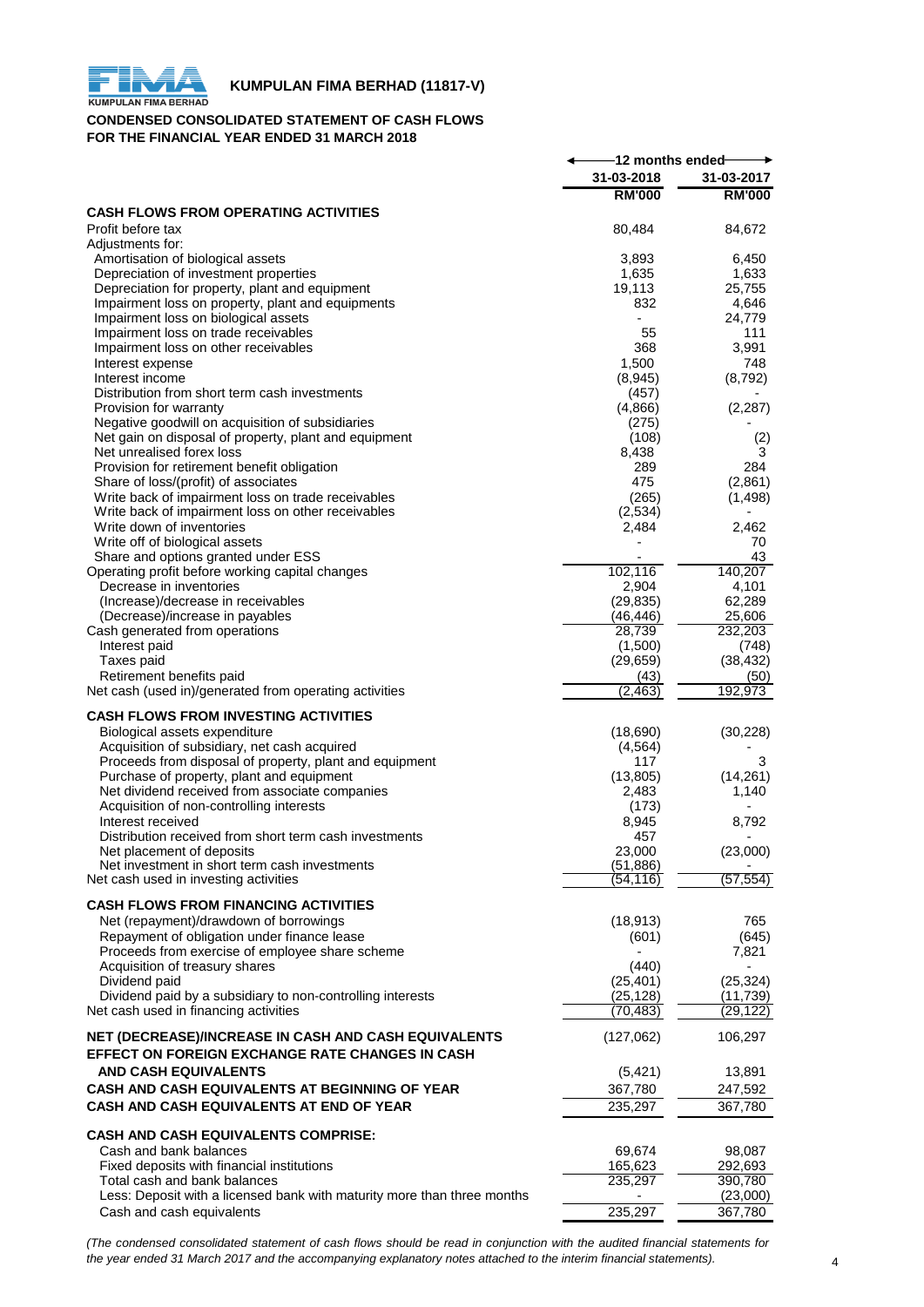**KUMPULAN FIMA BERHAD (11817-V)**

## CONDENSED CONSOLIDATED STATEMENT OF CASH FLOWS
## FOR THE FINANCIAL YEAR ENDED 31 MARCH 2018

| | 12 months ended | |
|---|---|---|
| | 31-03-2018 | 31-03-2017 |
| | RM'000 | RM'000 |
| **CASH FLOWS FROM OPERATING ACTIVITIES** | | |
| Profit before tax | 80,484 | 84,672 |
| Adjustments for: | | |
| Amortisation of biological assets | 3,893 | 6,450 |
| Depreciation of investment properties | 1,635 | 1,633 |
| Depreciation for property, plant and equipment | 19,113 | 25,755 |
| Impairment loss on property, plant and equipments | 832 | 4,646 |
| Impairment loss on biological assets | - | 24,779 |
| Impairment loss on trade receivables | 55 | 111 |
| Impairment loss on other receivables | 368 | 3,991 |
| Interest expense | 1,500 | 748 |
| Interest income | (8,945) | (8,792) |
| Distribution from short term cash investments | (457) | - |
| Provision for warranty | (4,866) | (2,287) |
| Negative goodwill on acquisition of subsidiaries | (275) | - |
| Net gain on disposal of property, plant and equipment | (108) | (2) |
| Net unrealised forex loss | 8,438 | 3 |
| Provision for retirement benefit obligation | 289 | 284 |
| Share of loss/(profit) of associates | 475 | (2,861) |
| Write back of impairment loss on trade receivables | (265) | (1,498) |
| Write back of impairment loss on other receivables | (2,534) | - |
| Write down of inventories | 2,484 | 2,462 |
| Write off of biological assets | - | 70 |
| Share and options granted under ESS | - | 43 |
| Operating profit before working capital changes | 102,116 | 140,207 |
| Decrease in inventories | 2,904 | 4,101 |
| (Increase)/decrease in receivables | (29,835) | 62,289 |
| (Decrease)/increase in payables | (46,446) | 25,606 |
| Cash generated from operations | 28,739 | 232,203 |
| Interest paid | (1,500) | (748) |
| Taxes paid | (29,659) | (38,432) |
| Retirement benefits paid | (43) | (50) |
| Net cash (used in)/generated from operating activities | (2,463) | 192,973 |
| **CASH FLOWS FROM INVESTING ACTIVITIES** | | |
| Biological assets expenditure | (18,690) | (30,228) |
| Acquisition of subsidiary, net cash acquired | (4,564) | - |
| Proceeds from disposal of property, plant and equipment | 117 | 3 |
| Purchase of property, plant and equipment | (13,805) | (14,261) |
| Net dividend received from associate companies | 2,483 | 1,140 |
| Acquisition of non-controlling interests | (173) | - |
| Interest received | 8,945 | 8,792 |
| Distribution received from short term cash investments | 457 | - |
| Net placement of deposits | 23,000 | (23,000) |
| Net investment in short term cash investments | (51,886) | - |
| Net cash used in investing activities | (54,116) | (57,554) |
| **CASH FLOWS FROM FINANCING ACTIVITIES** | | |
| Net (repayment)/drawdown of borrowings | (18,913) | 765 |
| Repayment of obligation under finance lease | (601) | (645) |
| Proceeds from exercise of employee share scheme | - | 7,821 |
| Acquisition of treasury shares | (440) | - |
| Dividend paid | (25,401) | (25,324) |
| Dividend paid by a subsidiary to non-controlling interests | (25,128) | (11,739) |
| Net cash used in financing activities | (70,483) | (29,122) |
| **NET (DECREASE)/INCREASE IN CASH AND CASH EQUIVALENTS** | (127,062) | 106,297 |
| **EFFECT ON FOREIGN EXCHANGE RATE CHANGES IN CASH AND CASH EQUIVALENTS** | (5,421) | 13,891 |
| **CASH AND CASH EQUIVALENTS AT BEGINNING OF YEAR** | 367,780 | 247,592 |
| **CASH AND CASH EQUIVALENTS AT END OF YEAR** | 235,297 | 367,780 |
| **CASH AND CASH EQUIVALENTS COMPRISE:** | | |
| Cash and bank balances | 69,674 | 98,087 |
| Fixed deposits with financial institutions | 165,623 | 292,693 |
| Total cash and bank balances | 235,297 | 390,780 |
| Less: Deposit with a licensed bank with maturity more than three months | - | (23,000) |
| Cash and cash equivalents | 235,297 | 367,780 |

*(The condensed consolidated statement of cash flows should be read in conjunction with the audited financial statements for the year ended 31 March 2017 and the accompanying explanatory notes attached to the interim financial statements).*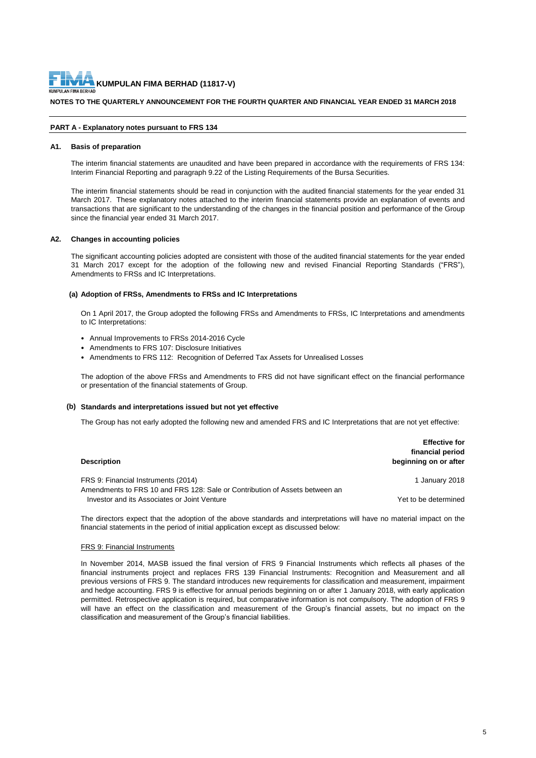**KUMPULAN FIMA BERHAD (11817-V)**

**NOTES TO THE QUARTERLY ANNOUNCEMENT FOR THE FOURTH QUARTER AND FINANCIAL YEAR ENDED 31 MARCH 2018**

## PART A - Explanatory notes pursuant to FRS 134

### A1. Basis of preparation

The interim financial statements are unaudited and have been prepared in accordance with the requirements of FRS 134: Interim Financial Reporting and paragraph 9.22 of the Listing Requirements of the Bursa Securities.

The interim financial statements should be read in conjunction with the audited financial statements for the year ended 31 March 2017. These explanatory notes attached to the interim financial statements provide an explanation of events and transactions that are significant to the understanding of the changes in the financial position and performance of the Group since the financial year ended 31 March 2017.

### A2. Changes in accounting policies

The significant accounting policies adopted are consistent with those of the audited financial statements for the year ended 31 March 2017 except for the adoption of the following new and revised Financial Reporting Standards ("FRS"), Amendments to FRSs and IC Interpretations.

#### (a) Adoption of FRSs, Amendments to FRSs and IC Interpretations

On 1 April 2017, the Group adopted the following FRSs and Amendments to FRSs, IC Interpretations and amendments to IC Interpretations:

- Annual Improvements to FRSs 2014-2016 Cycle
- Amendments to FRS 107: Disclosure Initiatives
- Amendments to FRS 112: Recognition of Deferred Tax Assets for Unrealised Losses

The adoption of the above FRSs and Amendments to FRS did not have significant effect on the financial performance or presentation of the financial statements of Group.

#### (b) Standards and interpretations issued but not yet effective

The Group has not early adopted the following new and amended FRS and IC Interpretations that are not yet effective:

| Description | Effective for financial period beginning on or after |
|---|---|
| FRS 9: Financial Instruments (2014) | 1 January 2018 |
| Amendments to FRS 10 and FRS 128: Sale or Contribution of Assets between an Investor and its Associates or Joint Venture | Yet to be determined |

The directors expect that the adoption of the above standards and interpretations will have no material impact on the financial statements in the period of initial application except as discussed below:

FRS 9: Financial Instruments

In November 2014, MASB issued the final version of FRS 9 Financial Instruments which reflects all phases of the financial instruments project and replaces FRS 139 Financial Instruments: Recognition and Measurement and all previous versions of FRS 9. The standard introduces new requirements for classification and measurement, impairment and hedge accounting. FRS 9 is effective for annual periods beginning on or after 1 January 2018, with early application permitted. Retrospective application is required, but comparative information is not compulsory. The adoption of FRS 9 will have an effect on the classification and measurement of the Group's financial assets, but no impact on the classification and measurement of the Group's financial liabilities.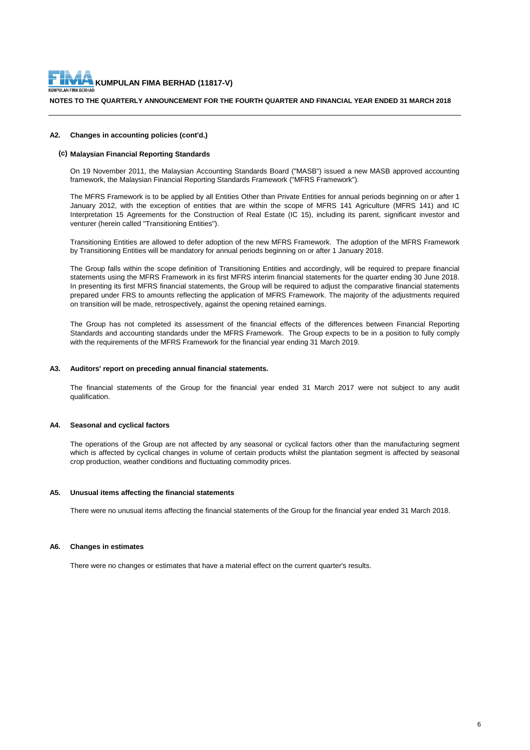### A2. Changes in accounting policies (cont'd.)

#### (c) Malaysian Financial Reporting Standards

On 19 November 2011, the Malaysian Accounting Standards Board ("MASB") issued a new MASB approved accounting framework, the Malaysian Financial Reporting Standards Framework ("MFRS Framework").

The MFRS Framework is to be applied by all Entities Other than Private Entities for annual periods beginning on or after 1 January 2012, with the exception of entities that are within the scope of MFRS 141 Agriculture (MFRS 141) and IC Interpretation 15 Agreements for the Construction of Real Estate (IC 15), including its parent, significant investor and venturer (herein called "Transitioning Entities").

Transitioning Entities are allowed to defer adoption of the new MFRS Framework. The adoption of the MFRS Framework by Transitioning Entities will be mandatory for annual periods beginning on or after 1 January 2018.

The Group falls within the scope definition of Transitioning Entities and accordingly, will be required to prepare financial statements using the MFRS Framework in its first MFRS interim financial statements for the quarter ending 30 June 2018. In presenting its first MFRS financial statements, the Group will be required to adjust the comparative financial statements prepared under FRS to amounts reflecting the application of MFRS Framework. The majority of the adjustments required on transition will be made, retrospectively, against the opening retained earnings.

The Group has not completed its assessment of the financial effects of the differences between Financial Reporting Standards and accounting standards under the MFRS Framework. The Group expects to be in a position to fully comply with the requirements of the MFRS Framework for the financial year ending 31 March 2019.

### A3. Auditors' report on preceding annual financial statements.

The financial statements of the Group for the financial year ended 31 March 2017 were not subject to any audit qualification.

### A4. Seasonal and cyclical factors

The operations of the Group are not affected by any seasonal or cyclical factors other than the manufacturing segment which is affected by cyclical changes in volume of certain products whilst the plantation segment is affected by seasonal crop production, weather conditions and fluctuating commodity prices.

### A5. Unusual items affecting the financial statements

There were no unusual items affecting the financial statements of the Group for the financial year ended 31 March 2018.

### A6. Changes in estimates

There were no changes or estimates that have a material effect on the current quarter's results.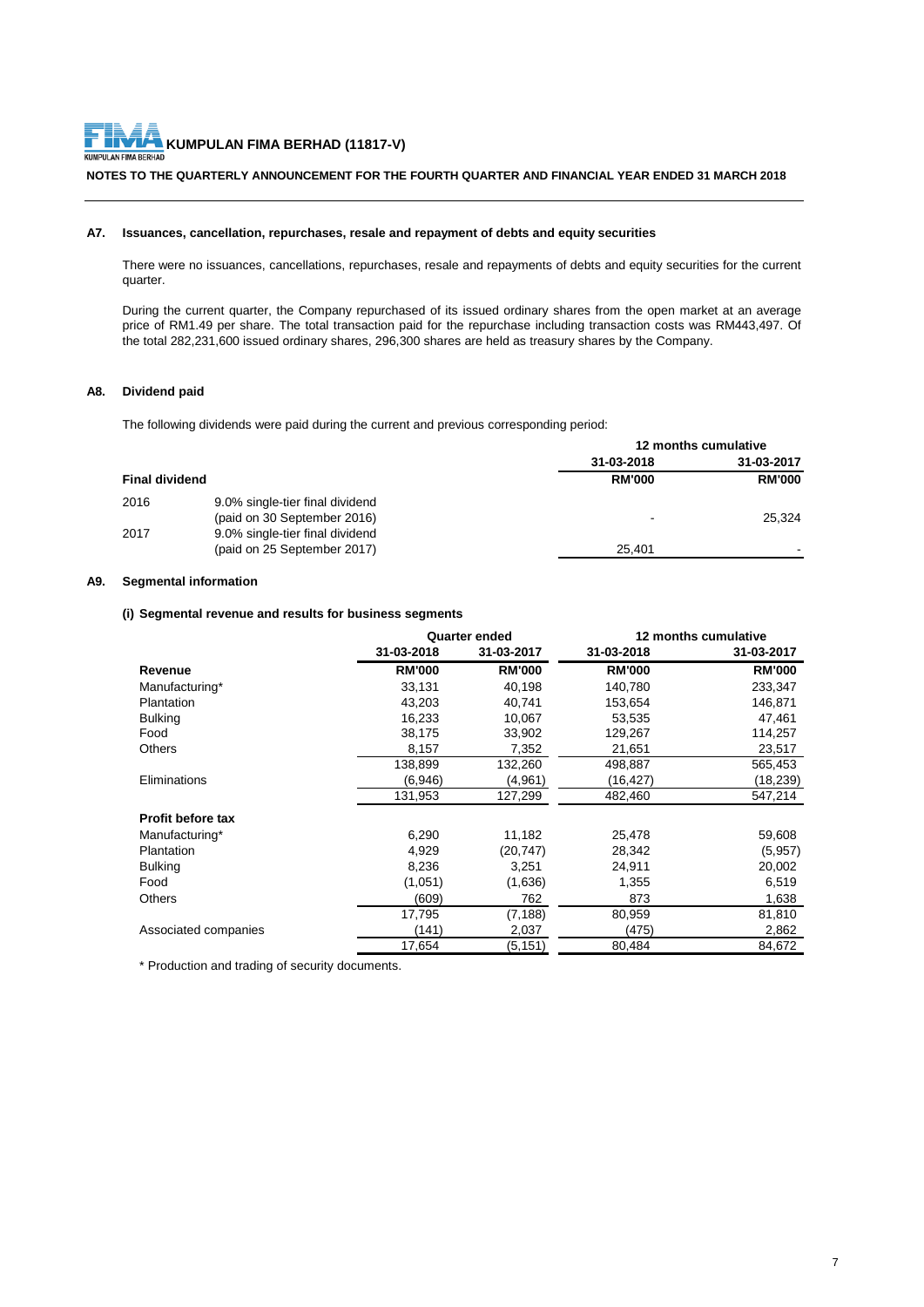**KUMPULAN FIMA BERHAD (11817-V)**

**NOTES TO THE QUARTERLY ANNOUNCEMENT FOR THE FOURTH QUARTER AND FINANCIAL YEAR ENDED 31 MARCH 2018**

### A7. Issuances, cancellation, repurchases, resale and repayment of debts and equity securities

There were no issuances, cancellations, repurchases, resale and repayments of debts and equity securities for the current quarter.

During the current quarter, the Company repurchased of its issued ordinary shares from the open market at an average price of RM1.49 per share. The total transaction paid for the repurchase including transaction costs was RM443,497. Of the total 282,231,600 issued ordinary shares, 296,300 shares are held as treasury shares by the Company.

### A8. Dividend paid

The following dividends were paid during the current and previous corresponding period:

| | | 12 months cumulative | |
|---|---|---|---|
| | | 31-03-2018 | 31-03-2017 |
| **Final dividend** | | **RM'000** | **RM'000** |
| 2016 | 9.0% single-tier final dividend (paid on 30 September 2016) | - | 25,324 |
| 2017 | 9.0% single-tier final dividend (paid on 25 September 2017) | 25,401 | - |

### A9. Segmental information

**(i) Segmental revenue and results for business segments**

| | Quarter ended | | 12 months cumulative | |
|---|---|---|---|---|
| | 31-03-2018 | 31-03-2017 | 31-03-2018 | 31-03-2017 |
| **Revenue** | **RM'000** | **RM'000** | **RM'000** | **RM'000** |
| Manufacturing* | 33,131 | 40,198 | 140,780 | 233,347 |
| Plantation | 43,203 | 40,741 | 153,654 | 146,871 |
| Bulking | 16,233 | 10,067 | 53,535 | 47,461 |
| Food | 38,175 | 33,902 | 129,267 | 114,257 |
| Others | 8,157 | 7,352 | 21,651 | 23,517 |
| | 138,899 | 132,260 | 498,887 | 565,453 |
| Eliminations | (6,946) | (4,961) | (16,427) | (18,239) |
| | 131,953 | 127,299 | 482,460 | 547,214 |
| **Profit before tax** | | | | |
| Manufacturing* | 6,290 | 11,182 | 25,478 | 59,608 |
| Plantation | 4,929 | (20,747) | 28,342 | (5,957) |
| Bulking | 8,236 | 3,251 | 24,911 | 20,002 |
| Food | (1,051) | (1,636) | 1,355 | 6,519 |
| Others | (609) | 762 | 873 | 1,638 |
| | 17,795 | (7,188) | 80,959 | 81,810 |
| Associated companies | (141) | 2,037 | (475) | 2,862 |
| | 17,654 | (5,151) | 80,484 | 84,672 |

\* Production and trading of security documents.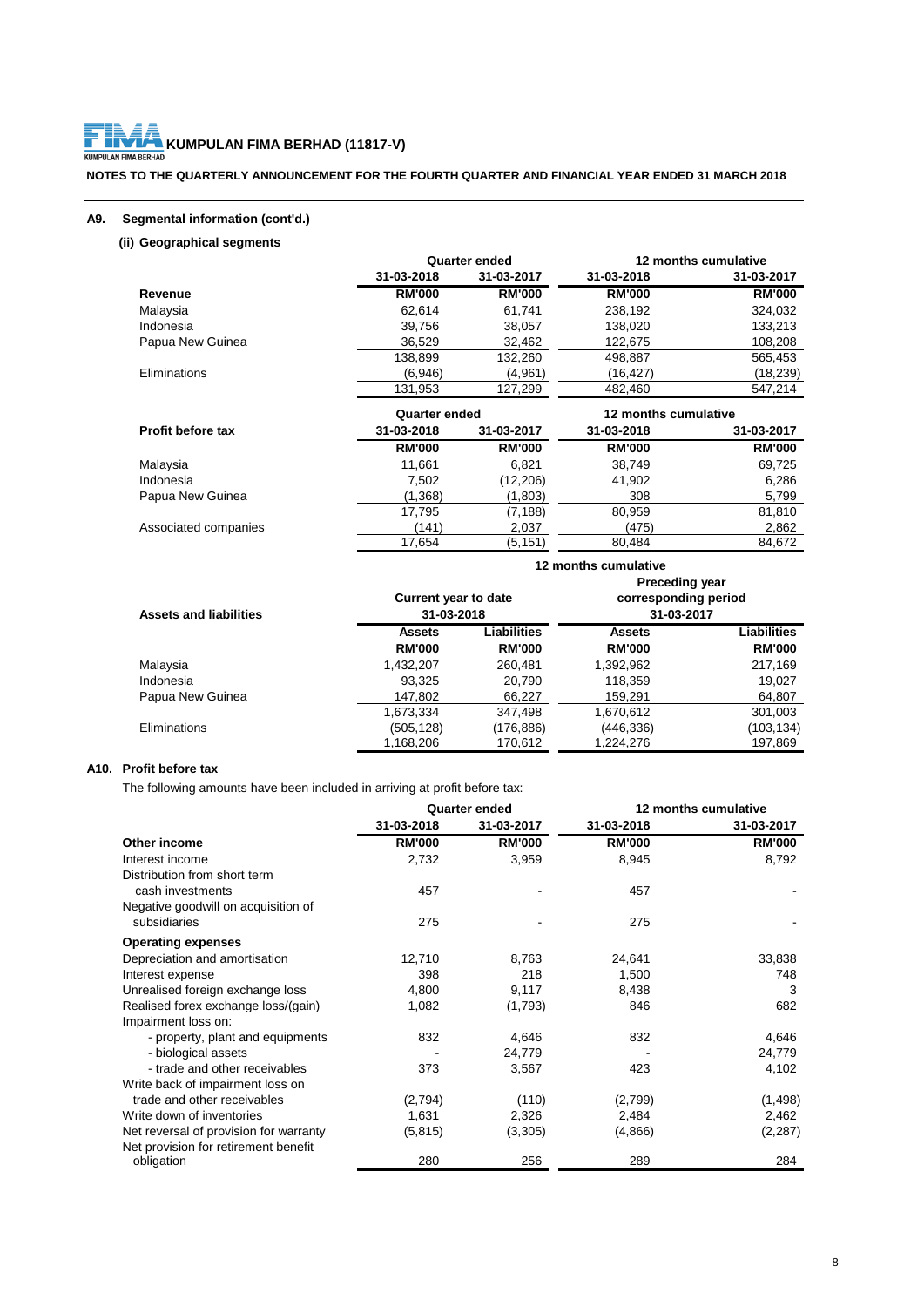# KUMPULAN FIMA BERHAD (11817-V)

**NOTES TO THE QUARTERLY ANNOUNCEMENT FOR THE FOURTH QUARTER AND FINANCIAL YEAR ENDED 31 MARCH 2018**

## A9. Segmental information (cont'd.)

### (ii) Geographical segments

| | Quarter ended | | 12 months cumulative | |
|---|---|---|---|---|
| | 31-03-2018 | 31-03-2017 | 31-03-2018 | 31-03-2017 |
| **Revenue** | **RM'000** | **RM'000** | **RM'000** | **RM'000** |
| Malaysia | 62,614 | 61,741 | 238,192 | 324,032 |
| Indonesia | 39,756 | 38,057 | 138,020 | 133,213 |
| Papua New Guinea | 36,529 | 32,462 | 122,675 | 108,208 |
| | 138,899 | 132,260 | 498,887 | 565,453 |
| Eliminations | (6,946) | (4,961) | (16,427) | (18,239) |
| | 131,953 | 127,299 | 482,460 | 547,214 |

| | Quarter ended | | 12 months cumulative | |
|---|---|---|---|---|
| **Profit before tax** | 31-03-2018 | 31-03-2017 | 31-03-2018 | 31-03-2017 |
| | **RM'000** | **RM'000** | **RM'000** | **RM'000** |
| Malaysia | 11,661 | 6,821 | 38,749 | 69,725 |
| Indonesia | 7,502 | (12,206) | 41,902 | 6,286 |
| Papua New Guinea | (1,368) | (1,803) | 308 | 5,799 |
| | 17,795 | (7,188) | 80,959 | 81,810 |
| Associated companies | (141) | 2,037 | (475) | 2,862 |
| | 17,654 | (5,151) | 80,484 | 84,672 |

| | 12 months cumulative | | | |
|---|---|---|---|---|
| | Current year to date | | Preceding year corresponding period | |
| **Assets and liabilities** | 31-03-2018 | | 31-03-2017 | |
| | **Assets** | **Liabilities** | **Assets** | **Liabilities** |
| | **RM'000** | **RM'000** | **RM'000** | **RM'000** |
| Malaysia | 1,432,207 | 260,481 | 1,392,962 | 217,169 |
| Indonesia | 93,325 | 20,790 | 118,359 | 19,027 |
| Papua New Guinea | 147,802 | 66,227 | 159,291 | 64,807 |
| | 1,673,334 | 347,498 | 1,670,612 | 301,003 |
| Eliminations | (505,128) | (176,886) | (446,336) | (103,134) |
| | 1,168,206 | 170,612 | 1,224,276 | 197,869 |

## A10. Profit before tax

The following amounts have been included in arriving at profit before tax:

| | Quarter ended | | 12 months cumulative | |
|---|---|---|---|---|
| | 31-03-2018 | 31-03-2017 | 31-03-2018 | 31-03-2017 |
| **Other income** | **RM'000** | **RM'000** | **RM'000** | **RM'000** |
| Interest income | 2,732 | 3,959 | 8,945 | 8,792 |
| Distribution from short term cash investments | 457 | - | 457 | - |
| Negative goodwill on acquisition of subsidiaries | 275 | - | 275 | - |
| **Operating expenses** | | | | |
| Depreciation and amortisation | 12,710 | 8,763 | 24,641 | 33,838 |
| Interest expense | 398 | 218 | 1,500 | 748 |
| Unrealised foreign exchange loss | 4,800 | 9,117 | 8,438 | 3 |
| Realised forex exchange loss/(gain) | 1,082 | (1,793) | 846 | 682 |
| Impairment loss on: | | | | |
| - property, plant and equipments | 832 | 4,646 | 832 | 4,646 |
| - biological assets | - | 24,779 | - | 24,779 |
| - trade and other receivables | 373 | 3,567 | 423 | 4,102 |
| Write back of impairment loss on trade and other receivables | (2,794) | (110) | (2,799) | (1,498) |
| Write down of inventories | 1,631 | 2,326 | 2,484 | 2,462 |
| Net reversal of provision for warranty | (5,815) | (3,305) | (4,866) | (2,287) |
| Net provision for retirement benefit obligation | 280 | 256 | 289 | 284 |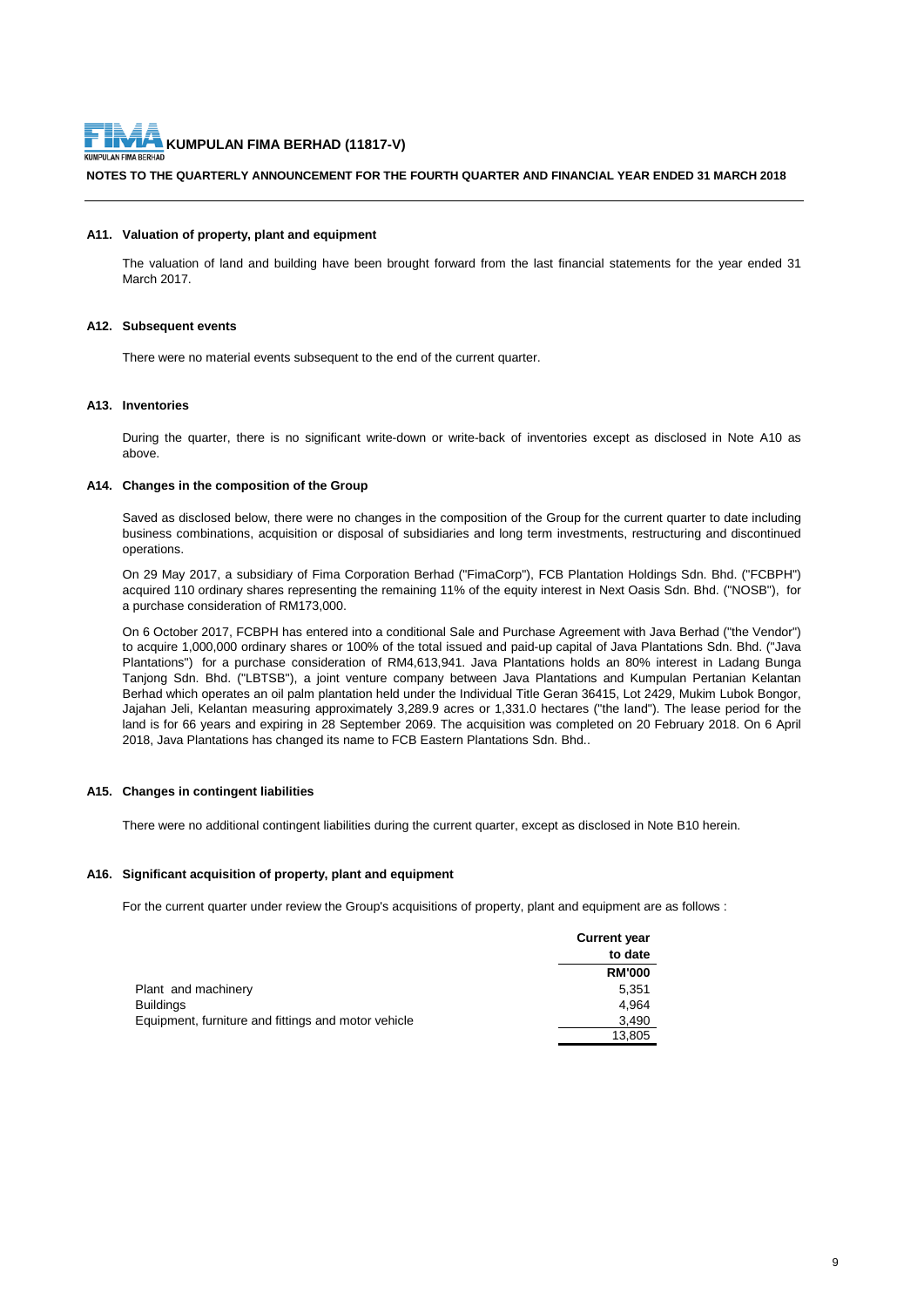**KUMPULAN FIMA BERHAD (11817-V)**

**NOTES TO THE QUARTERLY ANNOUNCEMENT FOR THE FOURTH QUARTER AND FINANCIAL YEAR ENDED 31 MARCH 2018**

#### A11. Valuation of property, plant and equipment

The valuation of land and building have been brought forward from the last financial statements for the year ended 31 March 2017.

#### A12. Subsequent events

There were no material events subsequent to the end of the current quarter.

#### A13. Inventories

During the quarter, there is no significant write-down or write-back of inventories except as disclosed in Note A10 as above.

#### A14. Changes in the composition of the Group

Saved as disclosed below, there were no changes in the composition of the Group for the current quarter to date including business combinations, acquisition or disposal of subsidiaries and long term investments, restructuring and discontinued operations.

On 29 May 2017, a subsidiary of Fima Corporation Berhad ("FimaCorp"), FCB Plantation Holdings Sdn. Bhd. ("FCBPH") acquired 110 ordinary shares representing the remaining 11% of the equity interest in Next Oasis Sdn. Bhd. ("NOSB"), for a purchase consideration of RM173,000.

On 6 October 2017, FCBPH has entered into a conditional Sale and Purchase Agreement with Java Berhad ("the Vendor") to acquire 1,000,000 ordinary shares or 100% of the total issued and paid-up capital of Java Plantations Sdn. Bhd. ("Java Plantations") for a purchase consideration of RM4,613,941. Java Plantations holds an 80% interest in Ladang Bunga Tanjong Sdn. Bhd. ("LBTSB"), a joint venture company between Java Plantations and Kumpulan Pertanian Kelantan Berhad which operates an oil palm plantation held under the Individual Title Geran 36415, Lot 2429, Mukim Lubok Bongor, Jajahan Jeli, Kelantan measuring approximately 3,289.9 acres or 1,331.0 hectares ("the land"). The lease period for the land is for 66 years and expiring in 28 September 2069. The acquisition was completed on 20 February 2018. On 6 April 2018, Java Plantations has changed its name to FCB Eastern Plantations Sdn. Bhd..

#### A15. Changes in contingent liabilities

There were no additional contingent liabilities during the current quarter, except as disclosed in Note B10 herein.

#### A16. Significant acquisition of property, plant and equipment

For the current quarter under review the Group's acquisitions of property, plant and equipment are as follows :

| | Current year to date |
|---|---|
| | RM'000 |
| Plant and machinery | 5,351 |
| Buildings | 4,964 |
| Equipment, furniture and fittings and motor vehicle | 3,490 |
| | 13,805 |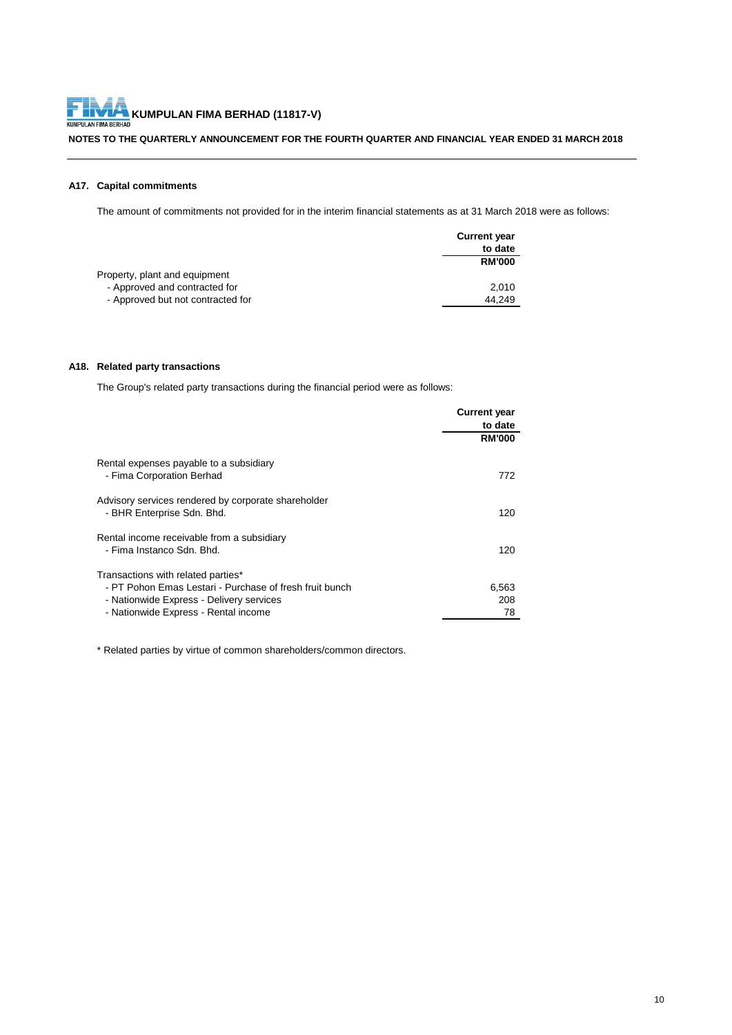## A17. Capital commitments

The amount of commitments not provided for in the interim financial statements as at 31 March 2018 were as follows:

| | Current year to date |
|---|---|
| | RM'000 |
| Property, plant and equipment | |
| - Approved and contracted for | 2,010 |
| - Approved but not contracted for | 44,249 |

## A18. Related party transactions

The Group's related party transactions during the financial period were as follows:

| | Current year to date |
|---|---|
| | RM'000 |
| Rental expenses payable to a subsidiary | |
| - Fima Corporation Berhad | 772 |
| Advisory services rendered by corporate shareholder | |
| - BHR Enterprise Sdn. Bhd. | 120 |
| Rental income receivable from a subsidiary | |
| - Fima Instanco Sdn. Bhd. | 120 |
| Transactions with related parties* | |
| - PT Pohon Emas Lestari - Purchase of fresh fruit bunch | 6,563 |
| - Nationwide Express - Delivery services | 208 |
| - Nationwide Express - Rental income | 78 |

* Related parties by virtue of common shareholders/common directors.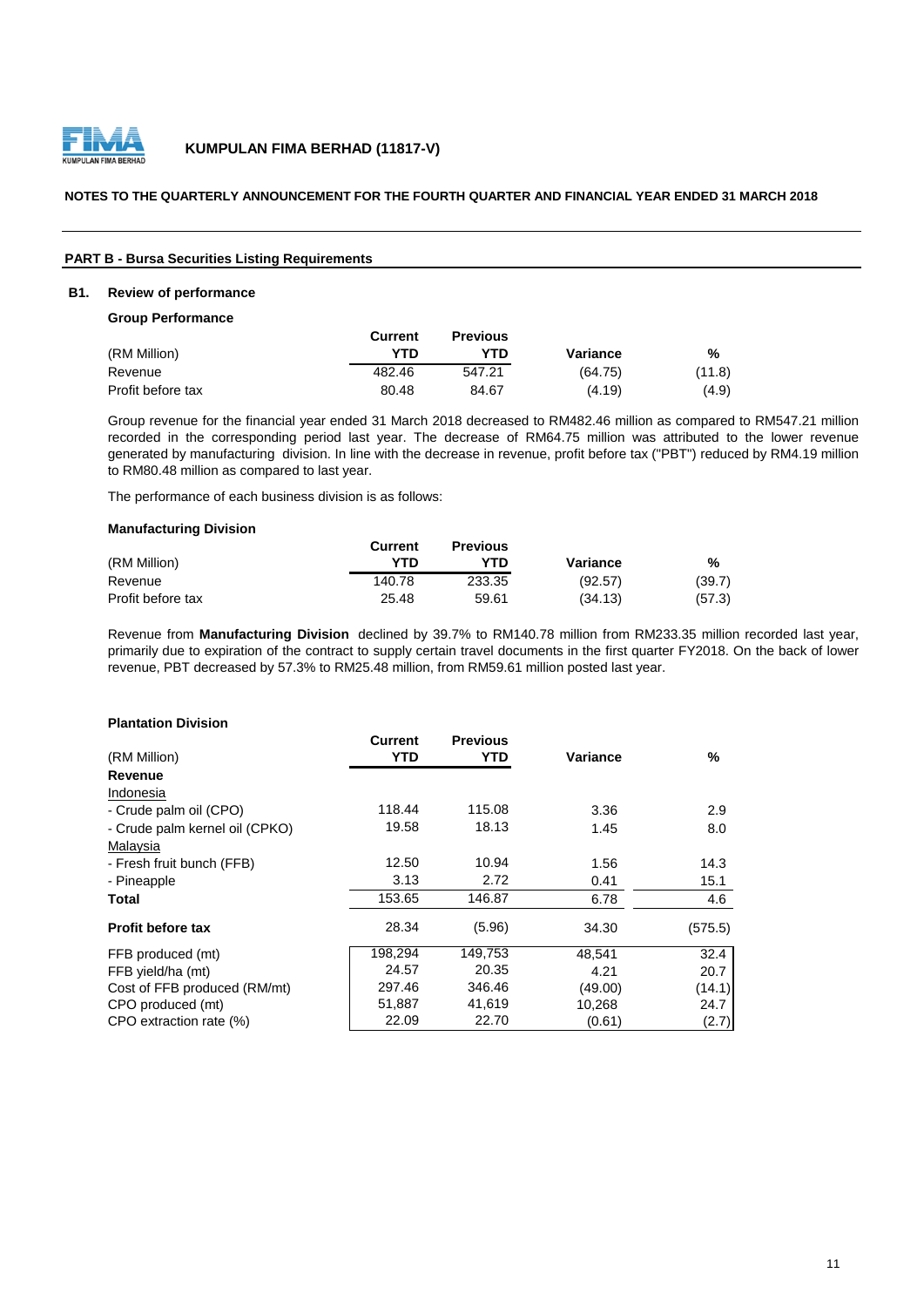**KUMPULAN FIMA BERHAD (11817-V)**

**NOTES TO THE QUARTERLY ANNOUNCEMENT FOR THE FOURTH QUARTER AND FINANCIAL YEAR ENDED 31 MARCH 2018**

**PART B - Bursa Securities Listing Requirements**

## B1. Review of performance

### Group Performance

| (RM Million) | Current YTD | Previous YTD | Variance | % |
|---|---|---|---|---|
| Revenue | 482.46 | 547.21 | (64.75) | (11.8) |
| Profit before tax | 80.48 | 84.67 | (4.19) | (4.9) |

Group revenue for the financial year ended 31 March 2018 decreased to RM482.46 million as compared to RM547.21 million recorded in the corresponding period last year. The decrease of RM64.75 million was attributed to the lower revenue generated by manufacturing division. In line with the decrease in revenue, profit before tax ("PBT") reduced by RM4.19 million to RM80.48 million as compared to last year.

The performance of each business division is as follows:

### Manufacturing Division

| (RM Million) | Current YTD | Previous YTD | Variance | % |
|---|---|---|---|---|
| Revenue | 140.78 | 233.35 | (92.57) | (39.7) |
| Profit before tax | 25.48 | 59.61 | (34.13) | (57.3) |

Revenue from **Manufacturing Division** declined by 39.7% to RM140.78 million from RM233.35 million recorded last year, primarily due to expiration of the contract to supply certain travel documents in the first quarter FY2018. On the back of lower revenue, PBT decreased by 57.3% to RM25.48 million, from RM59.61 million posted last year.

### Plantation Division

| (RM Million) | Current YTD | Previous YTD | Variance | % |
|---|---|---|---|---|
| **Revenue** | | | | |
| Indonesia | | | | |
| - Crude palm oil (CPO) | 118.44 | 115.08 | 3.36 | 2.9 |
| - Crude palm kernel oil (CPKO) | 19.58 | 18.13 | 1.45 | 8.0 |
| Malaysia | | | | |
| - Fresh fruit bunch (FFB) | 12.50 | 10.94 | 1.56 | 14.3 |
| - Pineapple | 3.13 | 2.72 | 0.41 | 15.1 |
| **Total** | 153.65 | 146.87 | 6.78 | 4.6 |
| **Profit before tax** | 28.34 | (5.96) | 34.30 | (575.5) |
| FFB produced (mt) | 198,294 | 149,753 | 48,541 | 32.4 |
| FFB yield/ha (mt) | 24.57 | 20.35 | 4.21 | 20.7 |
| Cost of FFB produced (RM/mt) | 297.46 | 346.46 | (49.00) | (14.1) |
| CPO produced (mt) | 51,887 | 41,619 | 10,268 | 24.7 |
| CPO extraction rate (%) | 22.09 | 22.70 | (0.61) | (2.7) |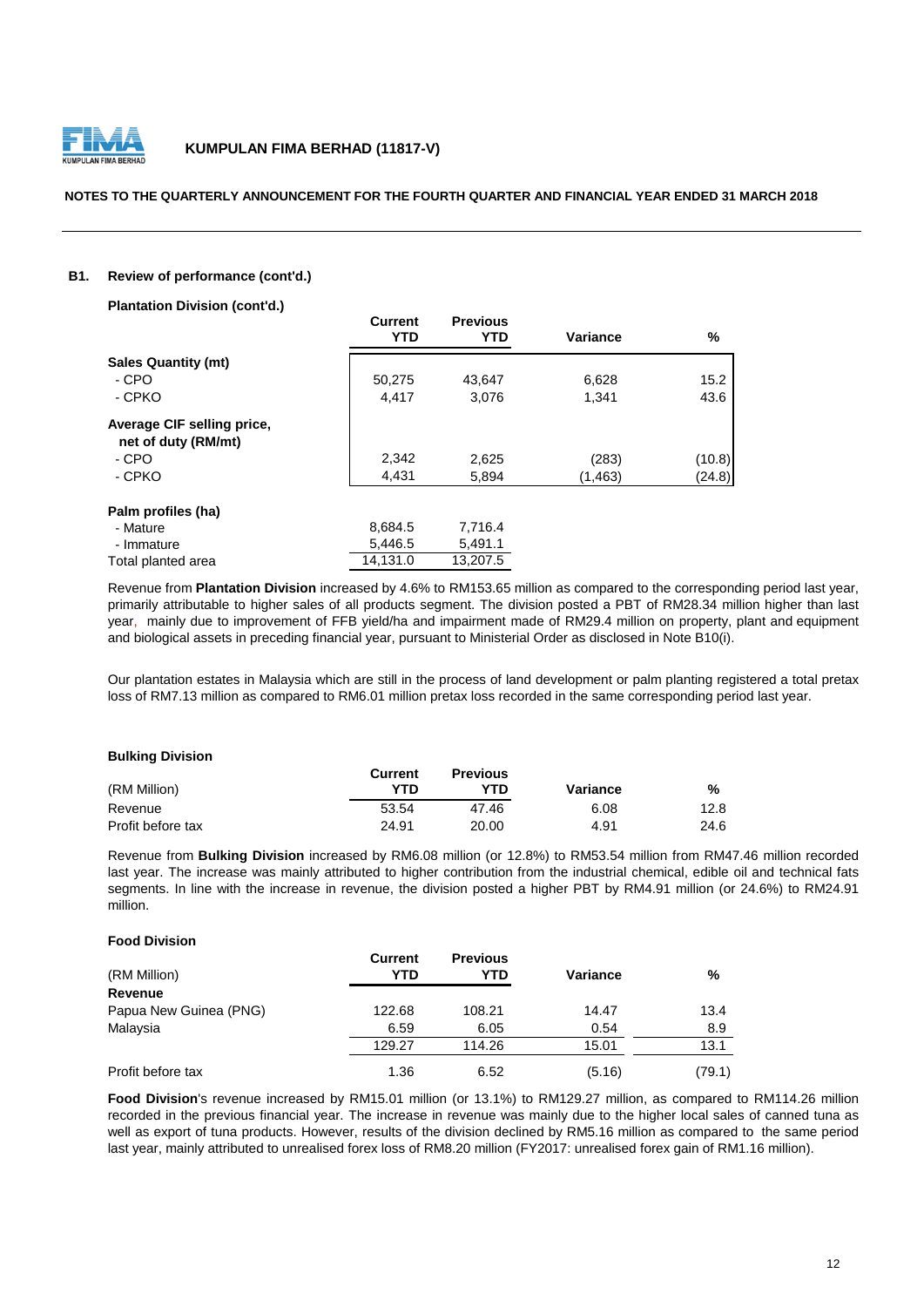**B1. Review of performance (cont'd.)**

**Plantation Division (cont'd.)**

| | Current YTD | Previous YTD | Variance | % |
|---|---|---|---|---|
| **Sales Quantity (mt)** | | | | |
| - CPO | 50,275 | 43,647 | 6,628 | 15.2 |
| - CPKO | 4,417 | 3,076 | 1,341 | 43.6 |
| **Average CIF selling price, net of duty (RM/mt)** | | | | |
| - CPO | 2,342 | 2,625 | (283) | (10.8) |
| - CPKO | 4,431 | 5,894 | (1,463) | (24.8) |
| **Palm profiles (ha)** | | | | |
| - Mature | 8,684.5 | 7,716.4 | | |
| - Immature | 5,446.5 | 5,491.1 | | |
| Total planted area | 14,131.0 | 13,207.5 | | |

Revenue from **Plantation Division** increased by 4.6% to RM153.65 million as compared to the corresponding period last year, primarily attributable to higher sales of all products segment. The division posted a PBT of RM28.34 million higher than last year, mainly due to improvement of FFB yield/ha and impairment made of RM29.4 million on property, plant and equipment and biological assets in preceding financial year, pursuant to Ministerial Order as disclosed in Note B10(i).

Our plantation estates in Malaysia which are still in the process of land development or palm planting registered a total pretax loss of RM7.13 million as compared to RM6.01 million pretax loss recorded in the same corresponding period last year.

**Bulking Division**

| (RM Million) | Current YTD | Previous YTD | Variance | % |
|---|---|---|---|---|
| Revenue | 53.54 | 47.46 | 6.08 | 12.8 |
| Profit before tax | 24.91 | 20.00 | 4.91 | 24.6 |

Revenue from **Bulking Division** increased by RM6.08 million (or 12.8%) to RM53.54 million from RM47.46 million recorded last year. The increase was mainly attributed to higher contribution from the industrial chemical, edible oil and technical fats segments. In line with the increase in revenue, the division posted a higher PBT by RM4.91 million (or 24.6%) to RM24.91 million.

**Food Division**

| (RM Million) | Current YTD | Previous YTD | Variance | % |
|---|---|---|---|---|
| **Revenue** | | | | |
| Papua New Guinea (PNG) | 122.68 | 108.21 | 14.47 | 13.4 |
| Malaysia | 6.59 | 6.05 | 0.54 | 8.9 |
| | 129.27 | 114.26 | 15.01 | 13.1 |
| Profit before tax | 1.36 | 6.52 | (5.16) | (79.1) |

**Food Division**'s revenue increased by RM15.01 million (or 13.1%) to RM129.27 million, as compared to RM114.26 million recorded in the previous financial year. The increase in revenue was mainly due to the higher local sales of canned tuna as well as export of tuna products. However, results of the division declined by RM5.16 million as compared to the same period last year, mainly attributed to unrealised forex loss of RM8.20 million (FY2017: unrealised forex gain of RM1.16 million).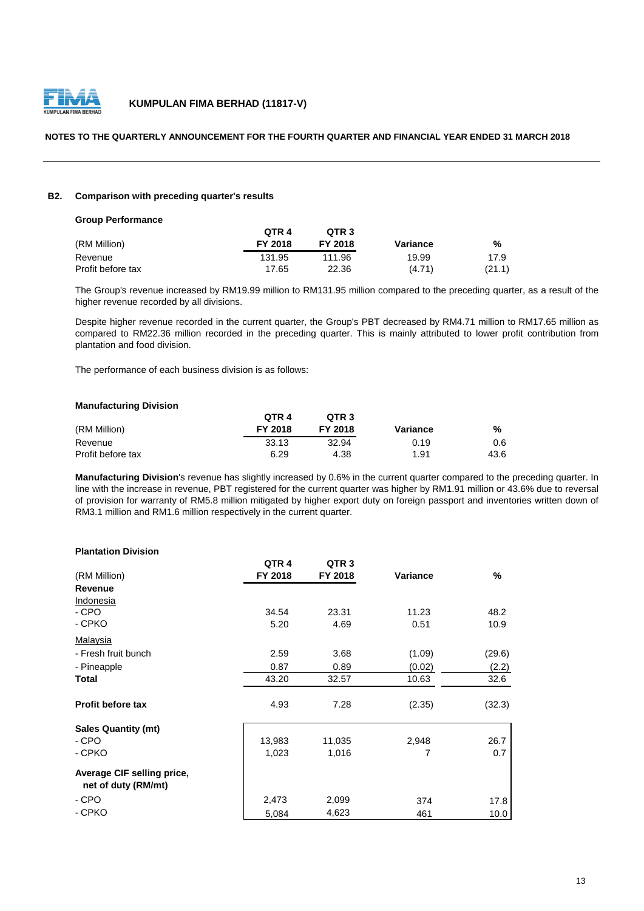**KUMPULAN FIMA BERHAD (11817-V)**

**NOTES TO THE QUARTERLY ANNOUNCEMENT FOR THE FOURTH QUARTER AND FINANCIAL YEAR ENDED 31 MARCH 2018**

## B2. Comparison with preceding quarter's results

**Group Performance**

| (RM Million) | QTR 4 FY 2018 | QTR 3 FY 2018 | Variance | % |
|---|---|---|---|---|
| Revenue | 131.95 | 111.96 | 19.99 | 17.9 |
| Profit before tax | 17.65 | 22.36 | (4.71) | (21.1) |

The Group's revenue increased by RM19.99 million to RM131.95 million compared to the preceding quarter, as a result of the higher revenue recorded by all divisions.

Despite higher revenue recorded in the current quarter, the Group's PBT decreased by RM4.71 million to RM17.65 million as compared to RM22.36 million recorded in the preceding quarter. This is mainly attributed to lower profit contribution from plantation and food division.

The performance of each business division is as follows:

**Manufacturing Division**

| (RM Million) | QTR 4 FY 2018 | QTR 3 FY 2018 | Variance | % |
|---|---|---|---|---|
| Revenue | 33.13 | 32.94 | 0.19 | 0.6 |
| Profit before tax | 6.29 | 4.38 | 1.91 | 43.6 |

**Manufacturing Division**'s revenue has slightly increased by 0.6% in the current quarter compared to the preceding quarter. In line with the increase in revenue, PBT registered for the current quarter was higher by RM1.91 million or 43.6% due to reversal of provision for warranty of RM5.8 million mitigated by higher export duty on foreign passport and inventories written down of RM3.1 million and RM1.6 million respectively in the current quarter.

**Plantation Division**

| (RM Million) | QTR 4 FY 2018 | QTR 3 FY 2018 | Variance | % |
|---|---|---|---|---|
| **Revenue** | | | | |
| Indonesia | | | | |
| - CPO | 34.54 | 23.31 | 11.23 | 48.2 |
| - CPKO | 5.20 | 4.69 | 0.51 | 10.9 |
| Malaysia | | | | |
| - Fresh fruit bunch | 2.59 | 3.68 | (1.09) | (29.6) |
| - Pineapple | 0.87 | 0.89 | (0.02) | (2.2) |
| **Total** | 43.20 | 32.57 | 10.63 | 32.6 |
| **Profit before tax** | 4.93 | 7.28 | (2.35) | (32.3) |
| **Sales Quantity (mt)** | | | | |
| - CPO | 13,983 | 11,035 | 2,948 | 26.7 |
| - CPKO | 1,023 | 1,016 | 7 | 0.7 |
| **Average CIF selling price, net of duty (RM/mt)** | | | | |
| - CPO | 2,473 | 2,099 | 374 | 17.8 |
| - CPKO | 5,084 | 4,623 | 461 | 10.0 |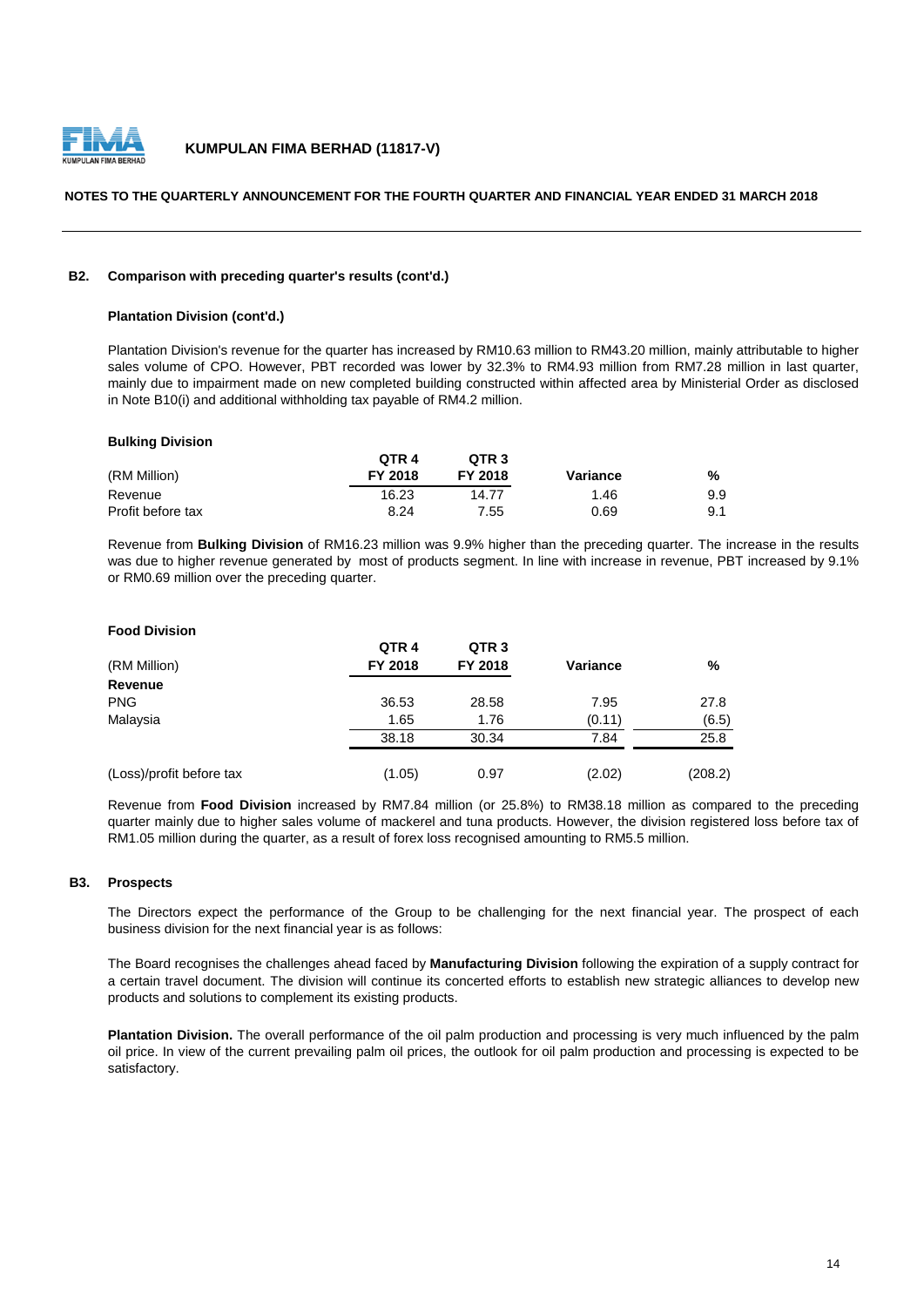### B2. Comparison with preceding quarter's results (cont'd.)

**Plantation Division (cont'd.)**

Plantation Division's revenue for the quarter has increased by RM10.63 million to RM43.20 million, mainly attributable to higher sales volume of CPO. However, PBT recorded was lower by 32.3% to RM4.93 million from RM7.28 million in last quarter, mainly due to impairment made on new completed building constructed within affected area by Ministerial Order as disclosed in Note B10(i) and additional withholding tax payable of RM4.2 million.

**Bulking Division**

| (RM Million) | QTR 4 FY 2018 | QTR 3 FY 2018 | Variance | % |
|---|---|---|---|---|
| Revenue | 16.23 | 14.77 | 1.46 | 9.9 |
| Profit before tax | 8.24 | 7.55 | 0.69 | 9.1 |

Revenue from **Bulking Division** of RM16.23 million was 9.9% higher than the preceding quarter. The increase in the results was due to higher revenue generated by most of products segment. In line with increase in revenue, PBT increased by 9.1% or RM0.69 million over the preceding quarter.

**Food Division**

| (RM Million) | QTR 4 FY 2018 | QTR 3 FY 2018 | Variance | % |
|---|---|---|---|---|
| **Revenue** | | | | |
| PNG | 36.53 | 28.58 | 7.95 | 27.8 |
| Malaysia | 1.65 | 1.76 | (0.11) | (6.5) |
| | 38.18 | 30.34 | 7.84 | 25.8 |
| (Loss)/profit before tax | (1.05) | 0.97 | (2.02) | (208.2) |

Revenue from **Food Division** increased by RM7.84 million (or 25.8%) to RM38.18 million as compared to the preceding quarter mainly due to higher sales volume of mackerel and tuna products. However, the division registered loss before tax of RM1.05 million during the quarter, as a result of forex loss recognised amounting to RM5.5 million.

### B3. Prospects

The Directors expect the performance of the Group to be challenging for the next financial year. The prospect of each business division for the next financial year is as follows:

The Board recognises the challenges ahead faced by **Manufacturing Division** following the expiration of a supply contract for a certain travel document. The division will continue its concerted efforts to establish new strategic alliances to develop new products and solutions to complement its existing products.

**Plantation Division.** The overall performance of the oil palm production and processing is very much influenced by the palm oil price. In view of the current prevailing palm oil prices, the outlook for oil palm production and processing is expected to be satisfactory.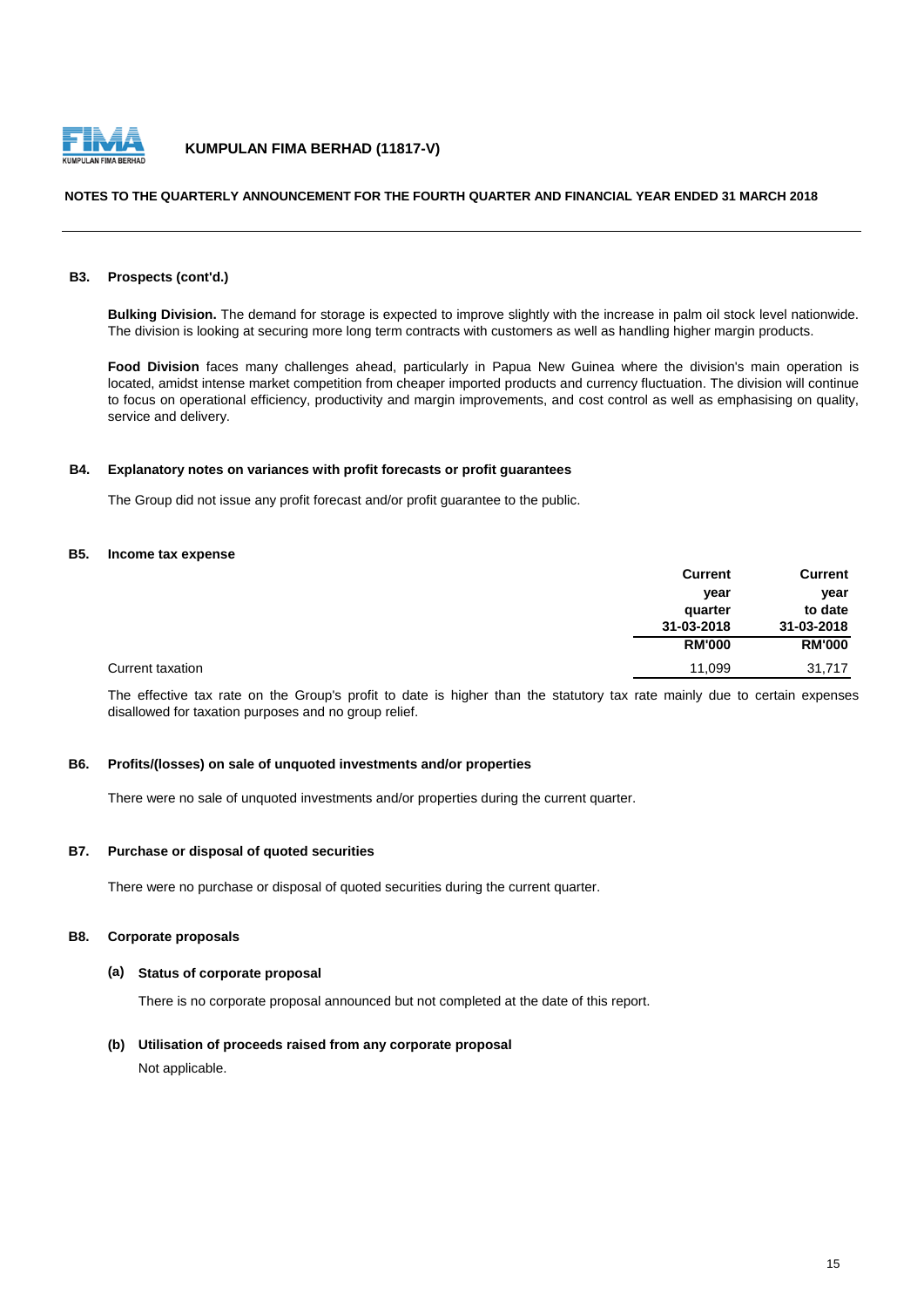### B3. Prospects (cont'd.)

**Bulking Division.** The demand for storage is expected to improve slightly with the increase in palm oil stock level nationwide. The division is looking at securing more long term contracts with customers as well as handling higher margin products.

**Food Division** faces many challenges ahead, particularly in Papua New Guinea where the division's main operation is located, amidst intense market competition from cheaper imported products and currency fluctuation. The division will continue to focus on operational efficiency, productivity and margin improvements, and cost control as well as emphasising on quality, service and delivery.

### B4. Explanatory notes on variances with profit forecasts or profit guarantees

The Group did not issue any profit forecast and/or profit guarantee to the public.

### B5. Income tax expense

| | Current year quarter 31-03-2018 | Current year to date 31-03-2018 |
|---|---|---|
| | **RM'000** | **RM'000** |
| Current taxation | 11,099 | 31,717 |

The effective tax rate on the Group's profit to date is higher than the statutory tax rate mainly due to certain expenses disallowed for taxation purposes and no group relief.

### B6. Profits/(losses) on sale of unquoted investments and/or properties

There were no sale of unquoted investments and/or properties during the current quarter.

### B7. Purchase or disposal of quoted securities

There were no purchase or disposal of quoted securities during the current quarter.

### B8. Corporate proposals

#### (a) Status of corporate proposal

There is no corporate proposal announced but not completed at the date of this report.

#### (b) Utilisation of proceeds raised from any corporate proposal

Not applicable.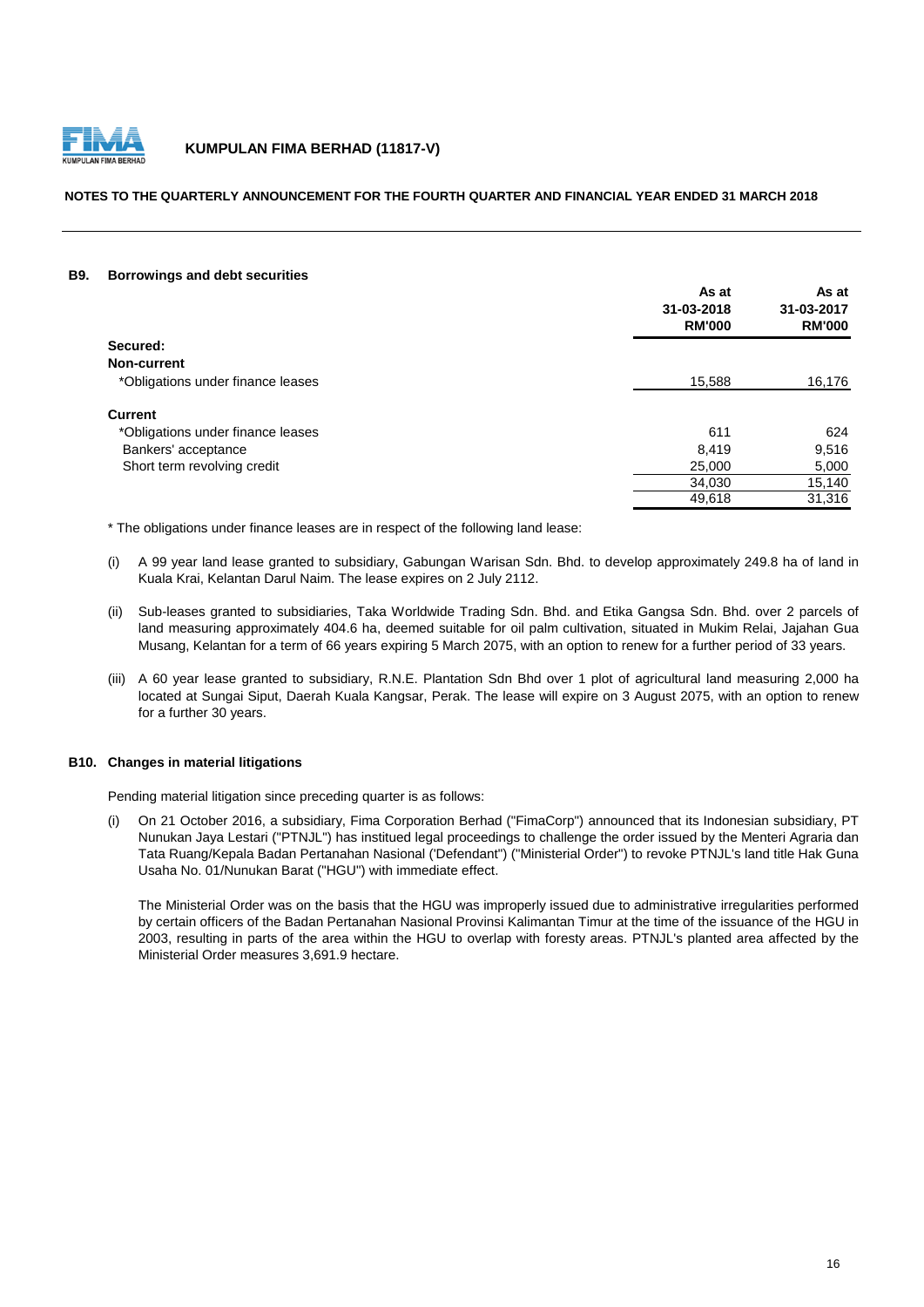## B9. Borrowings and debt securities

| | As at 31-03-2018 RM'000 | As at 31-03-2017 RM'000 |
|---|---|---|
| **Secured:** | | |
| **Non-current** | | |
| *Obligations under finance leases | 15,588 | 16,176 |
| | | |
| **Current** | | |
| *Obligations under finance leases | 611 | 624 |
| Bankers' acceptance | 8,419 | 9,516 |
| Short term revolving credit | 25,000 | 5,000 |
| | 34,030 | 15,140 |
| | 49,618 | 31,316 |

* The obligations under finance leases are in respect of the following land lease:

(i) A 99 year land lease granted to subsidiary, Gabungan Warisan Sdn. Bhd. to develop approximately 249.8 ha of land in Kuala Krai, Kelantan Darul Naim. The lease expires on 2 July 2112.

(ii) Sub-leases granted to subsidiaries, Taka Worldwide Trading Sdn. Bhd. and Etika Gangsa Sdn. Bhd. over 2 parcels of land measuring approximately 404.6 ha, deemed suitable for oil palm cultivation, situated in Mukim Relai, Jajahan Gua Musang, Kelantan for a term of 66 years expiring 5 March 2075, with an option to renew for a further period of 33 years.

(iii) A 60 year lease granted to subsidiary, R.N.E. Plantation Sdn Bhd over 1 plot of agricultural land measuring 2,000 ha located at Sungai Siput, Daerah Kuala Kangsar, Perak. The lease will expire on 3 August 2075, with an option to renew for a further 30 years.

## B10. Changes in material litigations

Pending material litigation since preceding quarter is as follows:

(i) On 21 October 2016, a subsidiary, Fima Corporation Berhad ("FimaCorp") announced that its Indonesian subsidiary, PT Nunukan Jaya Lestari ("PTNJL") has instituted legal proceedings to challenge the order issued by the Menteri Agraria dan Tata Ruang/Kepala Badan Pertanahan Nasional ('Defendant") ("Ministerial Order") to revoke PTNJL's land title Hak Guna Usaha No. 01/Nunukan Barat ("HGU") with immediate effect.

The Ministerial Order was on the basis that the HGU was improperly issued due to administrative irregularities performed by certain officers of the Badan Pertanahan Nasional Provinsi Kalimantan Timur at the time of the issuance of the HGU in 2003, resulting in parts of the area within the HGU to overlap with foresty areas. PTNJL's planted area affected by the Ministerial Order measures 3,691.9 hectare.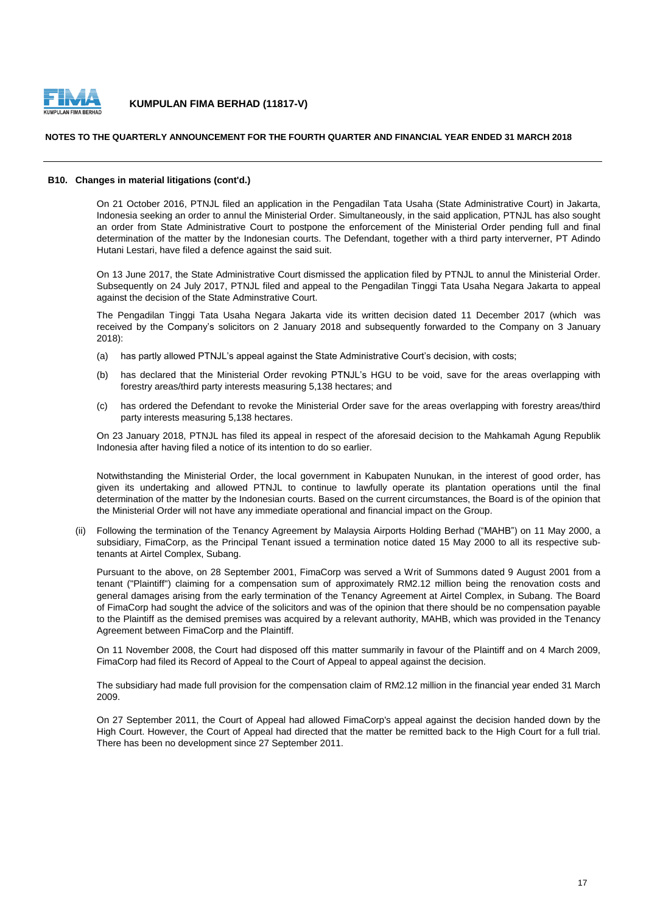### B10. Changes in material litigations (cont'd.)

On 21 October 2016, PTNJL filed an application in the Pengadilan Tata Usaha (State Administrative Court) in Jakarta, Indonesia seeking an order to annul the Ministerial Order. Simultaneously, in the said application, PTNJL has also sought an order from State Administrative Court to postpone the enforcement of the Ministerial Order pending full and final determination of the matter by the Indonesian courts. The Defendant, together with a third party interverner, PT Adindo Hutani Lestari, have filed a defence against the said suit.

On 13 June 2017, the State Administrative Court dismissed the application filed by PTNJL to annul the Ministerial Order. Subsequently on 24 July 2017, PTNJL filed and appeal to the Pengadilan Tinggi Tata Usaha Negara Jakarta to appeal against the decision of the State Adminstrative Court.

The Pengadilan Tinggi Tata Usaha Negara Jakarta vide its written decision dated 11 December 2017 (which was received by the Company's solicitors on 2 January 2018 and subsequently forwarded to the Company on 3 January 2018):

(a) has partly allowed PTNJL's appeal against the State Administrative Court's decision, with costs;

(b) has declared that the Ministerial Order revoking PTNJL's HGU to be void, save for the areas overlapping with forestry areas/third party interests measuring 5,138 hectares; and

(c) has ordered the Defendant to revoke the Ministerial Order save for the areas overlapping with forestry areas/third party interests measuring 5,138 hectares.

On 23 January 2018, PTNJL has filed its appeal in respect of the aforesaid decision to the Mahkamah Agung Republik Indonesia after having filed a notice of its intention to do so earlier.

Notwithstanding the Ministerial Order, the local government in Kabupaten Nunukan, in the interest of good order, has given its undertaking and allowed PTNJL to continue to lawfully operate its plantation operations until the final determination of the matter by the Indonesian courts. Based on the current circumstances, the Board is of the opinion that the Ministerial Order will not have any immediate operational and financial impact on the Group.

(ii) Following the termination of the Tenancy Agreement by Malaysia Airports Holding Berhad ("MAHB") on 11 May 2000, a subsidiary, FimaCorp, as the Principal Tenant issued a termination notice dated 15 May 2000 to all its respective sub-tenants at Airtel Complex, Subang.

Pursuant to the above, on 28 September 2001, FimaCorp was served a Writ of Summons dated 9 August 2001 from a tenant ("Plaintiff") claiming for a compensation sum of approximately RM2.12 million being the renovation costs and general damages arising from the early termination of the Tenancy Agreement at Airtel Complex, in Subang. The Board of FimaCorp had sought the advice of the solicitors and was of the opinion that there should be no compensation payable to the Plaintiff as the demised premises was acquired by a relevant authority, MAHB, which was provided in the Tenancy Agreement between FimaCorp and the Plaintiff.

On 11 November 2008, the Court had disposed off this matter summarily in favour of the Plaintiff and on 4 March 2009, FimaCorp had filed its Record of Appeal to the Court of Appeal to appeal against the decision.

The subsidiary had made full provision for the compensation claim of RM2.12 million in the financial year ended 31 March 2009.

On 27 September 2011, the Court of Appeal had allowed FimaCorp's appeal against the decision handed down by the High Court. However, the Court of Appeal had directed that the matter be remitted back to the High Court for a full trial. There has been no development since 27 September 2011.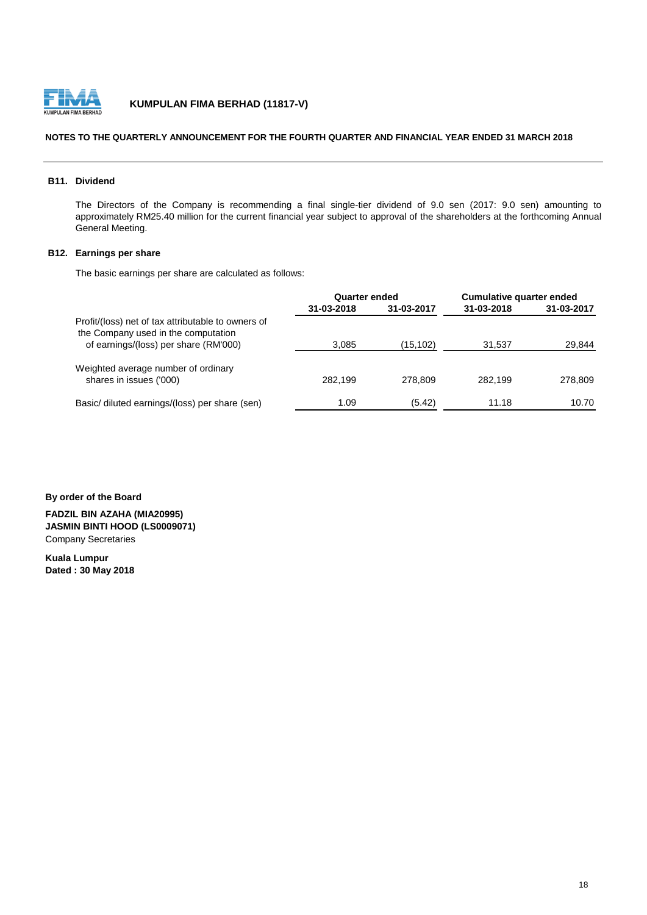**KUMPULAN FIMA BERHAD (11817-V)**

**NOTES TO THE QUARTERLY ANNOUNCEMENT FOR THE FOURTH QUARTER AND FINANCIAL YEAR ENDED 31 MARCH 2018**

**B11. Dividend**

The Directors of the Company is recommending a final single-tier dividend of 9.0 sen (2017: 9.0 sen) amounting to approximately RM25.40 million for the current financial year subject to approval of the shareholders at the forthcoming Annual General Meeting.

**B12. Earnings per share**

The basic earnings per share are calculated as follows:

| | Quarter ended | | Cumulative quarter ended | |
|---|---|---|---|---|
| | 31-03-2018 | 31-03-2017 | 31-03-2018 | 31-03-2017 |
| Profit/(loss) net of tax attributable to owners of the Company used in the computation of earnings/(loss) per share (RM'000) | 3,085 | (15,102) | 31,537 | 29,844 |
| Weighted average number of ordinary shares in issues ('000) | 282,199 | 278,809 | 282,199 | 278,809 |
| Basic/ diluted earnings/(loss) per share (sen) | 1.09 | (5.42) | 11.18 | 10.70 |

**By order of the Board**

**FADZIL BIN AZAHA (MIA20995)**
**JASMIN BINTI HOOD (LS0009071)**
Company Secretaries

**Kuala Lumpur**
**Dated : 30 May 2018**